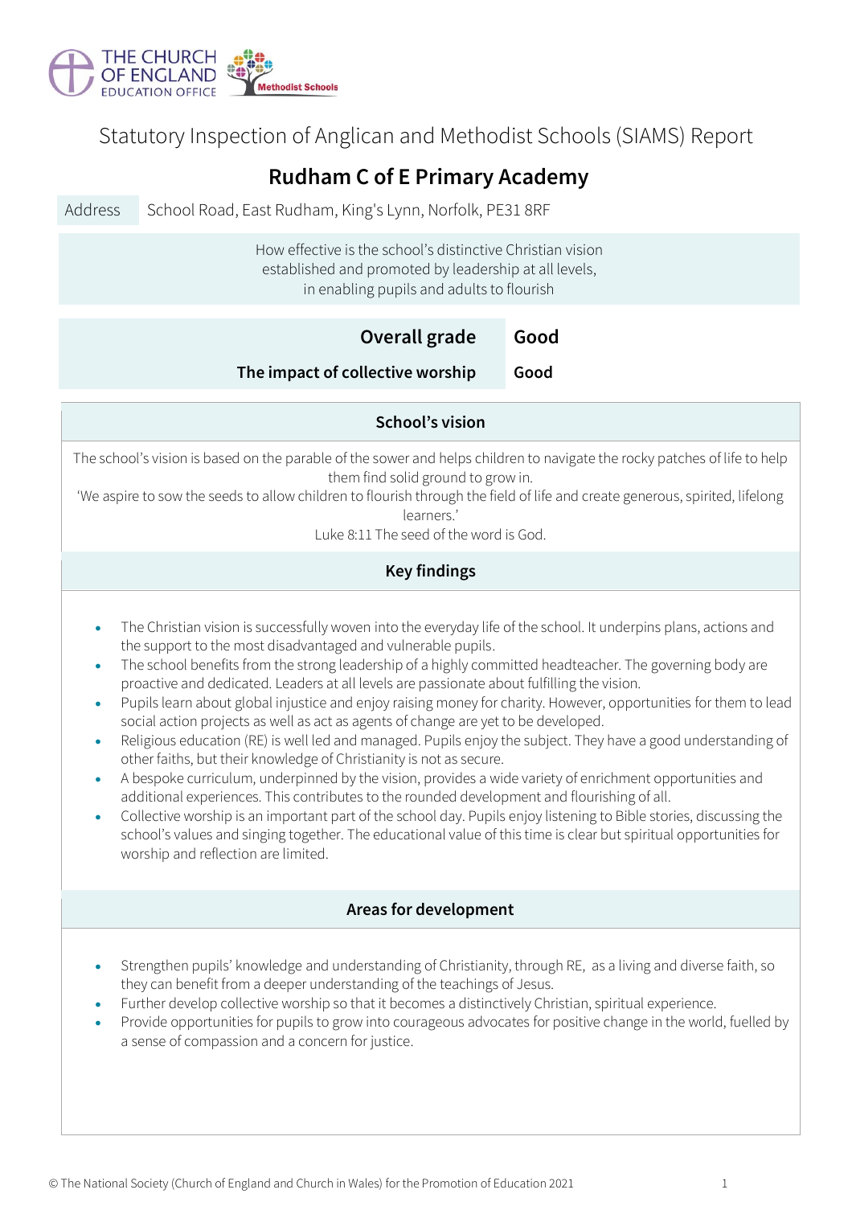THE CHURCH OF ENGLAND EDUCATION OFFICE

Methodist Schools

Statutory Inspection of Anglican and Methodist Schools (SIAMS) Report

# Rudham C of E Primary Academy

| Address | School Road, East Rudham, King's Lynn, Norfolk, PE31 8RF |
|---|---|

How effective is the school's distinctive Christian vision established and promoted by leadership at all levels, in enabling pupils and adults to flourish

| | |
|---|---|
| **Overall grade** | **Good** |
| **The impact of collective worship** | **Good** |

## School's vision

The school's vision is based on the parable of the sower and helps children to navigate the rocky patches of life to help them find solid ground to grow in.

'We aspire to sow the seeds to allow children to flourish through the field of life and create generous, spirited, lifelong learners.'

Luke 8:11 The seed of the word is God.

## Key findings

- The Christian vision is successfully woven into the everyday life of the school. It underpins plans, actions and the support to the most disadvantaged and vulnerable pupils.
- The school benefits from the strong leadership of a highly committed headteacher. The governing body are proactive and dedicated. Leaders at all levels are passionate about fulfilling the vision.
- Pupils learn about global injustice and enjoy raising money for charity. However, opportunities for them to lead social action projects as well as act as agents of change are yet to be developed.
- Religious education (RE) is well led and managed. Pupils enjoy the subject. They have a good understanding of other faiths, but their knowledge of Christianity is not as secure.
- A bespoke curriculum, underpinned by the vision, provides a wide variety of enrichment opportunities and additional experiences. This contributes to the rounded development and flourishing of all.
- Collective worship is an important part of the school day. Pupils enjoy listening to Bible stories, discussing the school's values and singing together. The educational value of this time is clear but spiritual opportunities for worship and reflection are limited.

## Areas for development

- Strengthen pupils' knowledge and understanding of Christianity, through RE, as a living and diverse faith, so they can benefit from a deeper understanding of the teachings of Jesus.
- Further develop collective worship so that it becomes a distinctively Christian, spiritual experience.
- Provide opportunities for pupils to grow into courageous advocates for positive change in the world, fuelled by a sense of compassion and a concern for justice.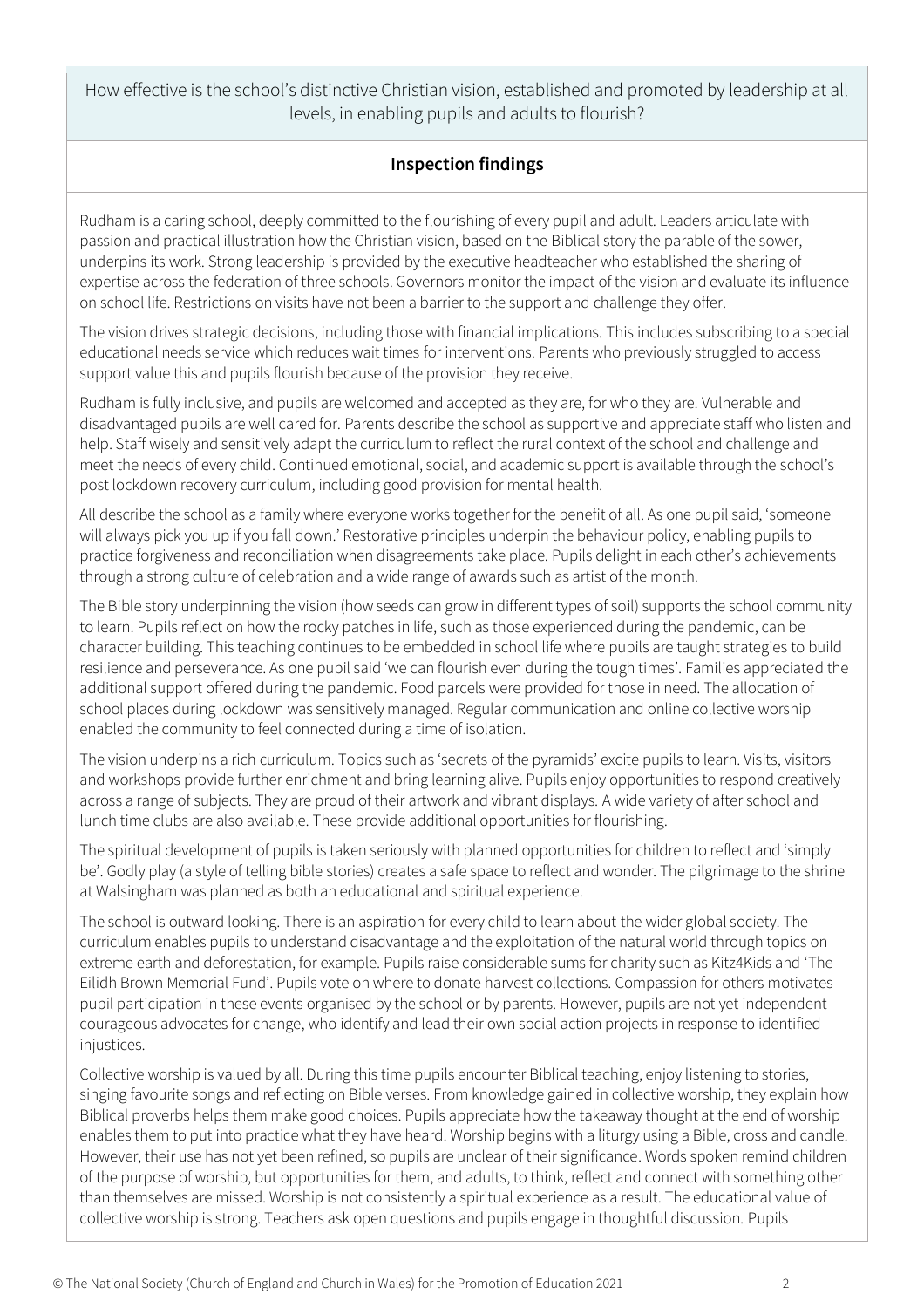How effective is the school's distinctive Christian vision, established and promoted by leadership at all levels, in enabling pupils and adults to flourish?

## Inspection findings

Rudham is a caring school, deeply committed to the flourishing of every pupil and adult. Leaders articulate with passion and practical illustration how the Christian vision, based on the Biblical story the parable of the sower, underpins its work. Strong leadership is provided by the executive headteacher who established the sharing of expertise across the federation of three schools. Governors monitor the impact of the vision and evaluate its influence on school life. Restrictions on visits have not been a barrier to the support and challenge they offer.

The vision drives strategic decisions, including those with financial implications. This includes subscribing to a special educational needs service which reduces wait times for interventions. Parents who previously struggled to access support value this and pupils flourish because of the provision they receive.

Rudham is fully inclusive, and pupils are welcomed and accepted as they are, for who they are. Vulnerable and disadvantaged pupils are well cared for. Parents describe the school as supportive and appreciate staff who listen and help. Staff wisely and sensitively adapt the curriculum to reflect the rural context of the school and challenge and meet the needs of every child. Continued emotional, social, and academic support is available through the school's post lockdown recovery curriculum, including good provision for mental health.

All describe the school as a family where everyone works together for the benefit of all. As one pupil said, 'someone will always pick you up if you fall down.' Restorative principles underpin the behaviour policy, enabling pupils to practice forgiveness and reconciliation when disagreements take place. Pupils delight in each other's achievements through a strong culture of celebration and a wide range of awards such as artist of the month.

The Bible story underpinning the vision (how seeds can grow in different types of soil) supports the school community to learn. Pupils reflect on how the rocky patches in life, such as those experienced during the pandemic, can be character building. This teaching continues to be embedded in school life where pupils are taught strategies to build resilience and perseverance. As one pupil said 'we can flourish even during the tough times'. Families appreciated the additional support offered during the pandemic. Food parcels were provided for those in need. The allocation of school places during lockdown was sensitively managed. Regular communication and online collective worship enabled the community to feel connected during a time of isolation.

The vision underpins a rich curriculum. Topics such as 'secrets of the pyramids' excite pupils to learn. Visits, visitors and workshops provide further enrichment and bring learning alive. Pupils enjoy opportunities to respond creatively across a range of subjects. They are proud of their artwork and vibrant displays. A wide variety of after school and lunch time clubs are also available. These provide additional opportunities for flourishing.

The spiritual development of pupils is taken seriously with planned opportunities for children to reflect and 'simply be'. Godly play (a style of telling bible stories) creates a safe space to reflect and wonder. The pilgrimage to the shrine at Walsingham was planned as both an educational and spiritual experience.

The school is outward looking. There is an aspiration for every child to learn about the wider global society. The curriculum enables pupils to understand disadvantage and the exploitation of the natural world through topics on extreme earth and deforestation, for example. Pupils raise considerable sums for charity such as Kitz4Kids and 'The Eilidh Brown Memorial Fund'. Pupils vote on where to donate harvest collections. Compassion for others motivates pupil participation in these events organised by the school or by parents. However, pupils are not yet independent courageous advocates for change, who identify and lead their own social action projects in response to identified injustices.

Collective worship is valued by all. During this time pupils encounter Biblical teaching, enjoy listening to stories, singing favourite songs and reflecting on Bible verses. From knowledge gained in collective worship, they explain how Biblical proverbs helps them make good choices. Pupils appreciate how the takeaway thought at the end of worship enables them to put into practice what they have heard. Worship begins with a liturgy using a Bible, cross and candle. However, their use has not yet been refined, so pupils are unclear of their significance. Words spoken remind children of the purpose of worship, but opportunities for them, and adults, to think, reflect and connect with something other than themselves are missed. Worship is not consistently a spiritual experience as a result. The educational value of collective worship is strong. Teachers ask open questions and pupils engage in thoughtful discussion. Pupils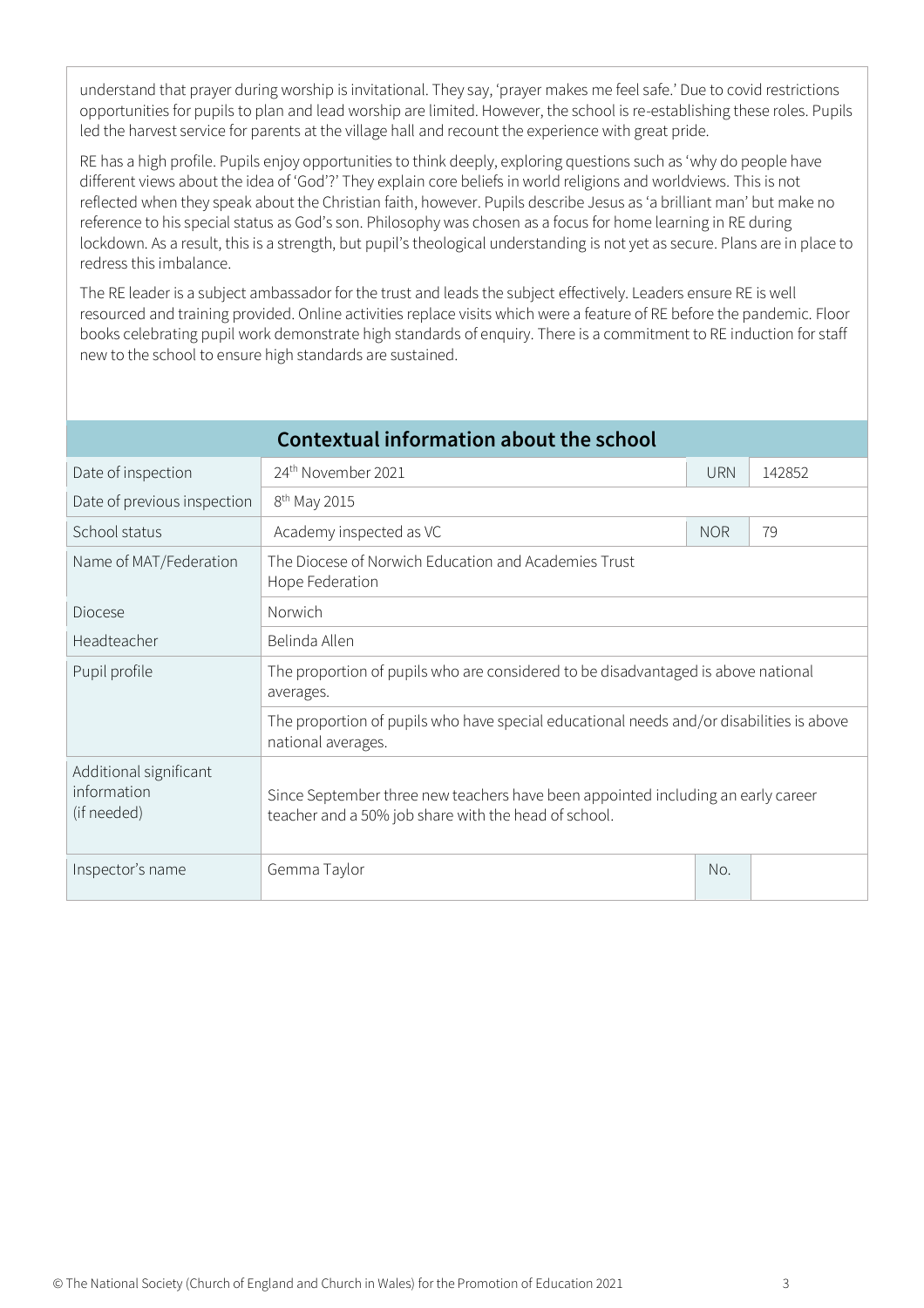understand that prayer during worship is invitational. They say, 'prayer makes me feel safe.' Due to covid restrictions opportunities for pupils to plan and lead worship are limited. However, the school is re-establishing these roles. Pupils led the harvest service for parents at the village hall and recount the experience with great pride.

RE has a high profile. Pupils enjoy opportunities to think deeply, exploring questions such as 'why do people have different views about the idea of 'God'?' They explain core beliefs in world religions and worldviews. This is not reflected when they speak about the Christian faith, however. Pupils describe Jesus as 'a brilliant man' but make no reference to his special status as God's son. Philosophy was chosen as a focus for home learning in RE during lockdown. As a result, this is a strength, but pupil's theological understanding is not yet as secure. Plans are in place to redress this imbalance.

The RE leader is a subject ambassador for the trust and leads the subject effectively. Leaders ensure RE is well resourced and training provided. Online activities replace visits which were a feature of RE before the pandemic. Floor books celebrating pupil work demonstrate high standards of enquiry. There is a commitment to RE induction for staff new to the school to ensure high standards are sustained.

## Contextual information about the school

| | | | |
|---|---|---|---|
| Date of inspection | 24th November 2021 | URN | 142852 |
| Date of previous inspection | 8th May 2015 | | |
| School status | Academy inspected as VC | NOR | 79 |
| Name of MAT/Federation | The Diocese of Norwich Education and Academies Trust<br>Hope Federation | | |
| Diocese | Norwich | | |
| Headteacher | Belinda Allen | | |
| Pupil profile | The proportion of pupils who are considered to be disadvantaged is above national averages. | | |
| | The proportion of pupils who have special educational needs and/or disabilities is above national averages. | | |
| Additional significant information (if needed) | Since September three new teachers have been appointed including an early career teacher and a 50% job share with the head of school. | | |
| Inspector's name | Gemma Taylor | No. | |